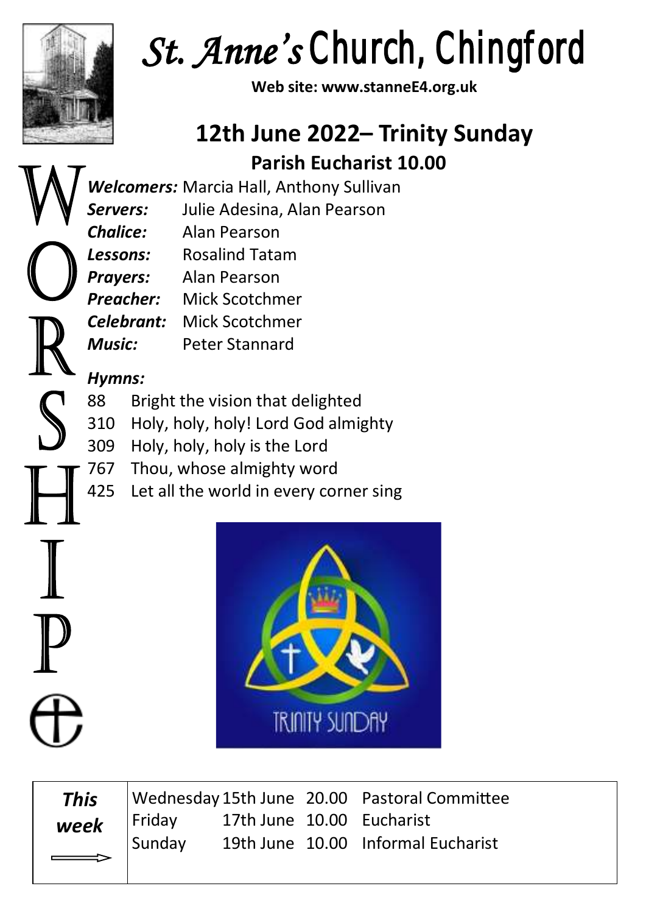# *St. Anne's* Church, Chingford

**Web site: www.stanneE4.org.uk**

## 12th June 2022– Trinity Sunday

### Parish Eucharist 10.00

WORSHIP

***Welcomers:*** Marcia Hall, Anthony Sullivan
***Servers:*** Julie Adesina, Alan Pearson
***Chalice:*** Alan Pearson
***Lessons:*** Rosalind Tatam
***Prayers:*** Alan Pearson
***Preacher:*** Mick Scotchmer
***Celebrant:*** Mick Scotchmer
***Music:*** Peter Stannard

***Hymns:***

88 Bright the vision that delighted
310 Holy, holy, holy! Lord God almighty
309 Holy, holy, holy is the Lord
767 Thou, whose almighty word
425 Let all the world in every corner sing

| ***This week*** | | | | |
|---|---|---|---|---|
| | Wednesday | 15th June | 20.00 | Pastoral Committee |
| | Friday | 17th June | 10.00 | Eucharist |
| | Sunday | 19th June | 10.00 | Informal Eucharist |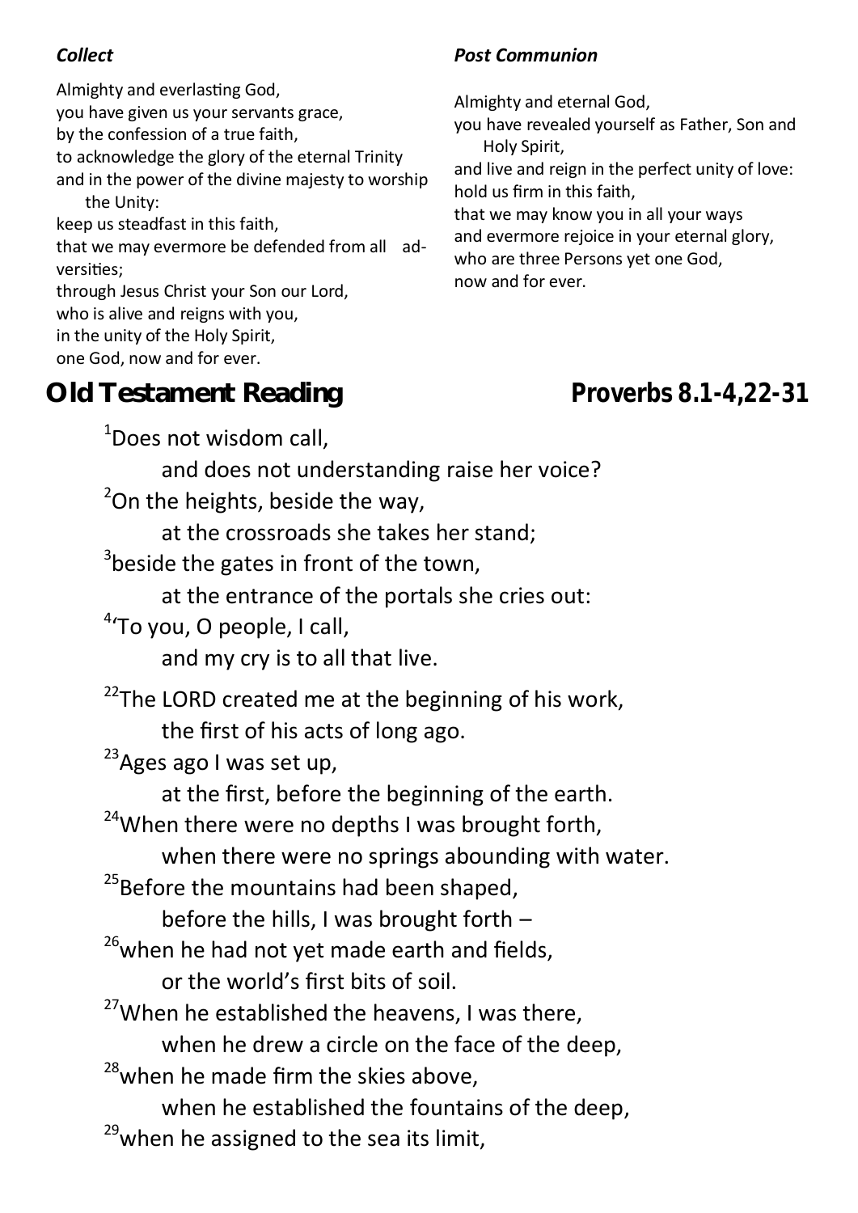*Collect*

Almighty and everlasting God,
you have given us your servants grace,
by the confession of a true faith,
to acknowledge the glory of the eternal Trinity
and in the power of the divine majesty to worship the Unity:
keep us steadfast in this faith,
that we may evermore be defended from all adversities;
through Jesus Christ your Son our Lord,
who is alive and reigns with you,
in the unity of the Holy Spirit,
one God, now and for ever.

*Post Communion*

Almighty and eternal God,
you have revealed yourself as Father, Son and Holy Spirit,
and live and reign in the perfect unity of love:
hold us firm in this faith,
that we may know you in all your ways
and evermore rejoice in your eternal glory,
who are three Persons yet one God,
now and for ever.

## Old Testament Reading — Proverbs 8.1-4,22-31

[1]Does not wisdom call,
and does not understanding raise her voice?
[2]On the heights, beside the way,
at the crossroads she takes her stand;
[3]beside the gates in front of the town,
at the entrance of the portals she cries out:
[4]'To you, O people, I call,
and my cry is to all that live.

[22]The LORD created me at the beginning of his work,
the first of his acts of long ago.
[23]Ages ago I was set up,
at the first, before the beginning of the earth.
[24]When there were no depths I was brought forth,
when there were no springs abounding with water.
[25]Before the mountains had been shaped,
before the hills, I was brought forth –
[26]when he had not yet made earth and fields,
or the world's first bits of soil.
[27]When he established the heavens, I was there,
when he drew a circle on the face of the deep,
[28]when he made firm the skies above,
when he established the fountains of the deep,
[29]when he assigned to the sea its limit,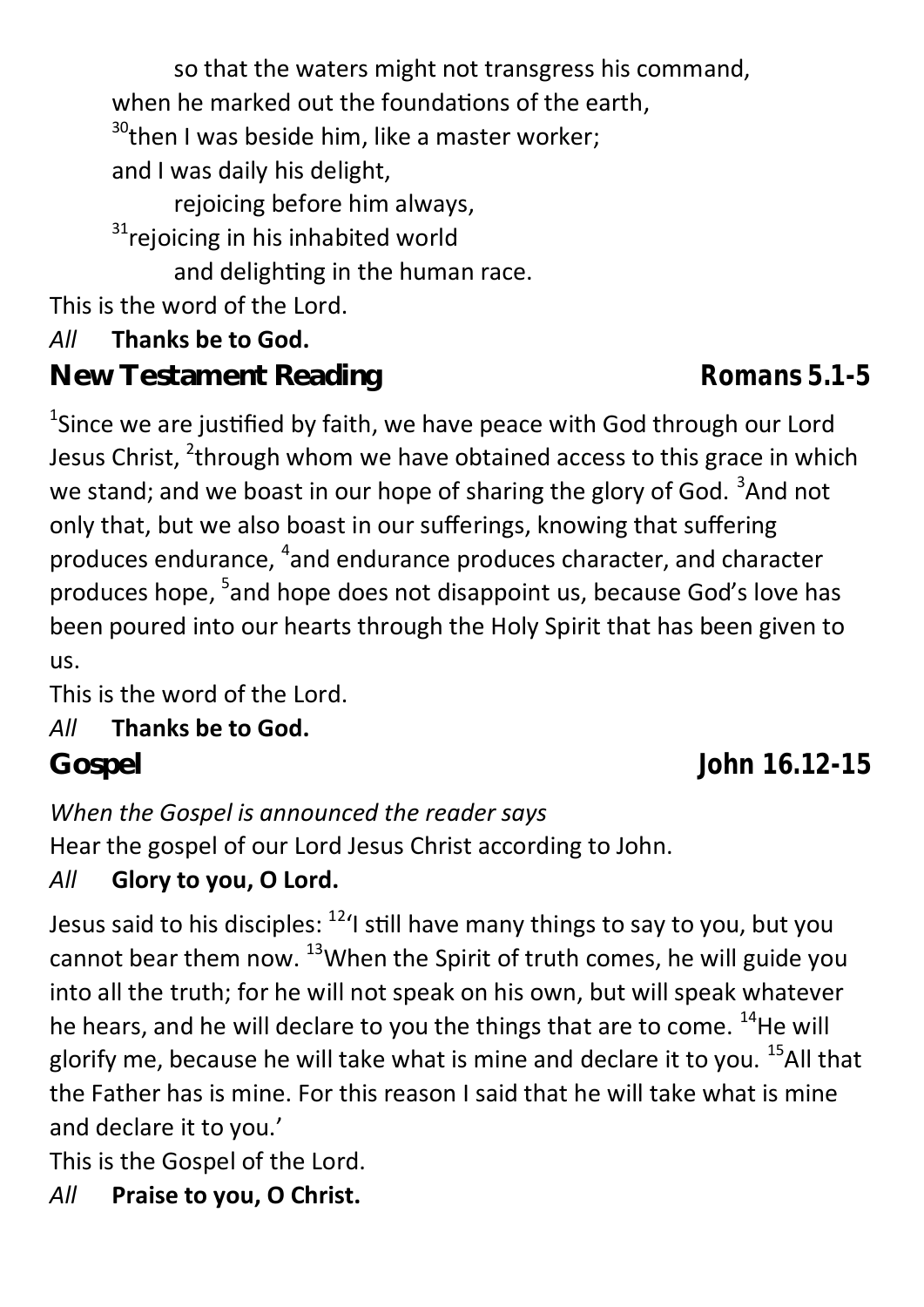so that the waters might not transgress his command,  
when he marked out the foundations of the earth,  
[30]then I was beside him, like a master worker;  
and I was daily his delight,  
rejoicing before him always,  
[31]rejoicing in his inhabited world  
and delighting in the human race.

This is the word of the Lord.

*All* **Thanks be to God.**

## New Testament Reading *Romans 5.1-5*

[1]Since we are justified by faith, we have peace with God through our Lord Jesus Christ, [2]through whom we have obtained access to this grace in which we stand; and we boast in our hope of sharing the glory of God. [3]And not only that, but we also boast in our sufferings, knowing that suffering produces endurance, [4]and endurance produces character, and character produces hope, [5]and hope does not disappoint us, because God's love has been poured into our hearts through the Holy Spirit that has been given to us.

This is the word of the Lord.

*All* **Thanks be to God.**

## Gospel *John 16.12-15*

*When the Gospel is announced the reader says*

Hear the gospel of our Lord Jesus Christ according to John.

*All* **Glory to you, O Lord.**

Jesus said to his disciples: [12]'I still have many things to say to you, but you cannot bear them now. [13]When the Spirit of truth comes, he will guide you into all the truth; for he will not speak on his own, but will speak whatever he hears, and he will declare to you the things that are to come. [14]He will glorify me, because he will take what is mine and declare it to you. [15]All that the Father has is mine. For this reason I said that he will take what is mine and declare it to you.'

This is the Gospel of the Lord.

*All* **Praise to you, O Christ.**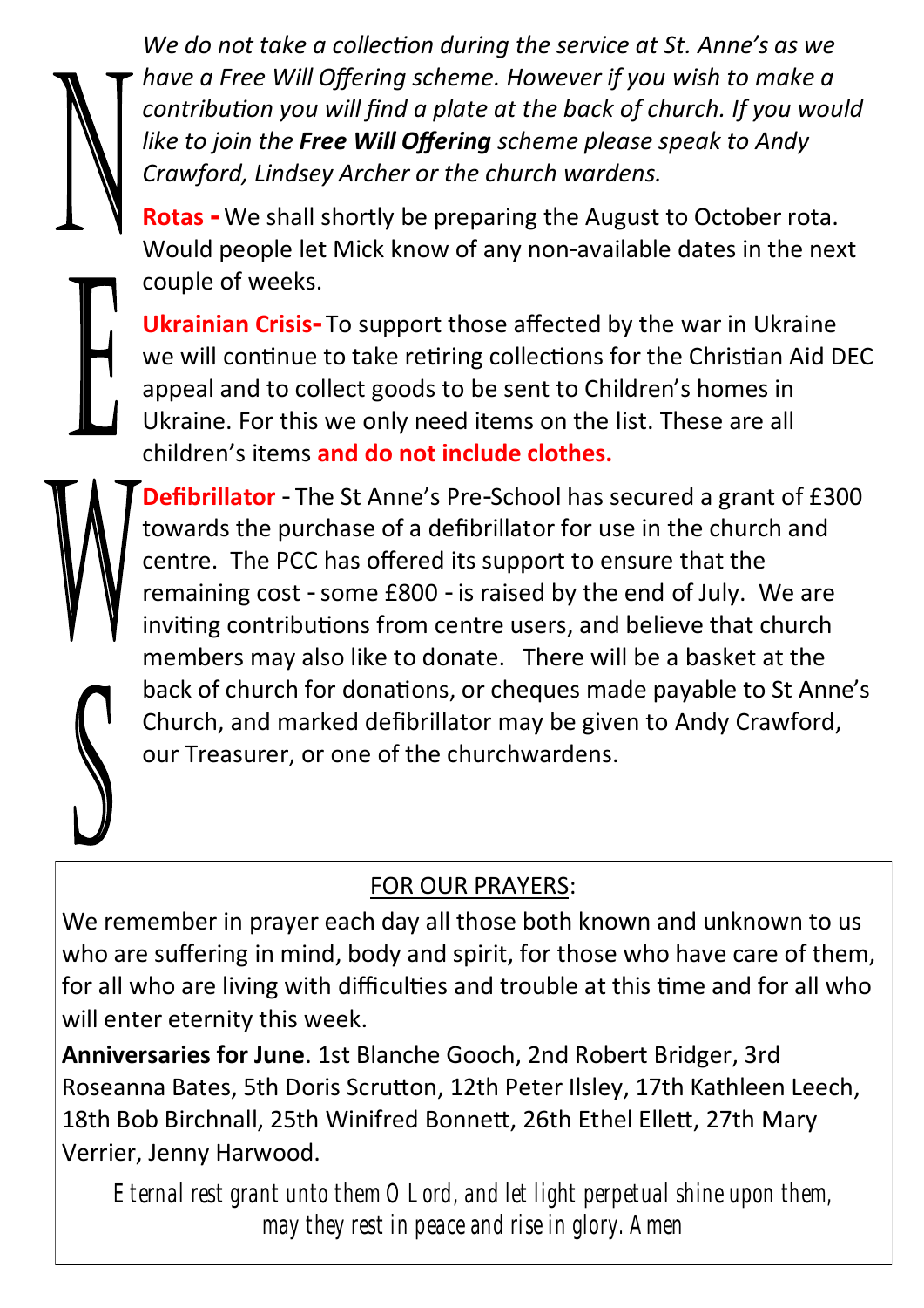# NEWS

*We do not take a collection during the service at St. Anne's as we have a Free Will Offering scheme. However if you wish to make a contribution you will find a plate at the back of church. If you would like to join the **Free Will Offering** scheme please speak to Andy Crawford, Lindsey Archer or the church wardens.*

**Rotas -** We shall shortly be preparing the August to October rota. Would people let Mick know of any non-available dates in the next couple of weeks.

**Ukrainian Crisis-** To support those affected by the war in Ukraine we will continue to take retiring collections for the Christian Aid DEC appeal and to collect goods to be sent to Children's homes in Ukraine. For this we only need items on the list. These are all children's items **and do not include clothes.**

**Defibrillator** - The St Anne's Pre-School has secured a grant of £300 towards the purchase of a defibrillator for use in the church and centre. The PCC has offered its support to ensure that the remaining cost - some £800 - is raised by the end of July. We are inviting contributions from centre users, and believe that church members may also like to donate. There will be a basket at the back of church for donations, or cheques made payable to St Anne's Church, and marked defibrillator may be given to Andy Crawford, our Treasurer, or one of the churchwardens.

## FOR OUR PRAYERS:

We remember in prayer each day all those both known and unknown to us who are suffering in mind, body and spirit, for those who have care of them, for all who are living with difficulties and trouble at this time and for all who will enter eternity this week.

**Anniversaries for June**. 1st Blanche Gooch, 2nd Robert Bridger, 3rd Roseanna Bates, 5th Doris Scrutton, 12th Peter Ilsley, 17th Kathleen Leech, 18th Bob Birchnall, 25th Winifred Bonnett, 26th Ethel Ellett, 27th Mary Verrier, Jenny Harwood.

*Eternal rest grant unto them O Lord, and let light perpetual shine upon them, may they rest in peace and rise in glory. Amen*